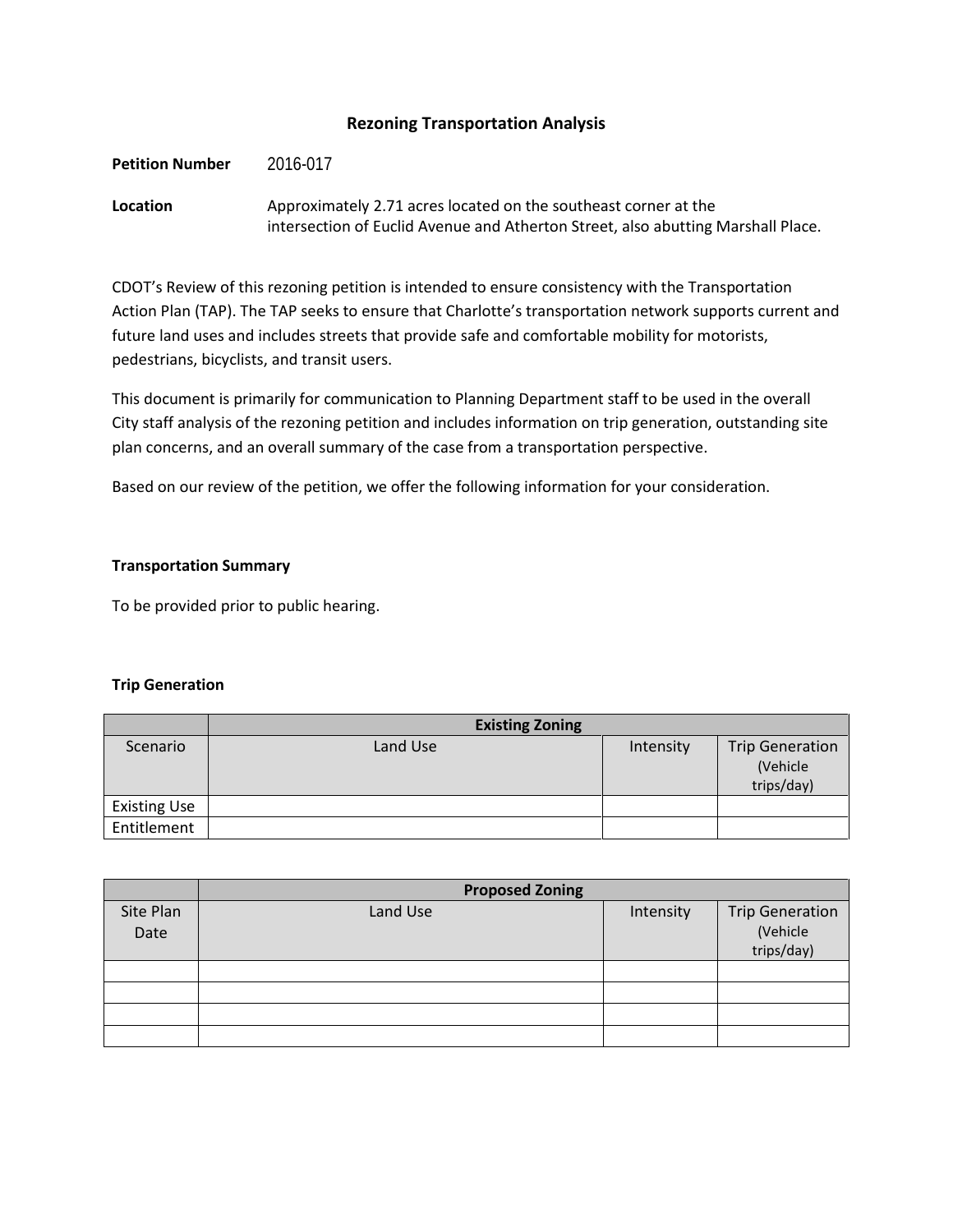# Rezoning Transportation Analysis

**Petition Number** 2016-017

**Location** Approximately 2.71 acres located on the southeast corner at the intersection of Euclid Avenue and Atherton Street, also abutting Marshall Place.

CDOT's Review of this rezoning petition is intended to ensure consistency with the Transportation Action Plan (TAP). The TAP seeks to ensure that Charlotte's transportation network supports current and future land uses and includes streets that provide safe and comfortable mobility for motorists, pedestrians, bicyclists, and transit users.

This document is primarily for communication to Planning Department staff to be used in the overall City staff analysis of the rezoning petition and includes information on trip generation, outstanding site plan concerns, and an overall summary of the case from a transportation perspective.

Based on our review of the petition, we offer the following information for your consideration.

**Transportation Summary**

To be provided prior to public hearing.

**Trip Generation**

| | Existing Zoning | | |
|---|---|---|---|
| Scenario | Land Use | Intensity | Trip Generation (Vehicle trips/day) |
| Existing Use | | | |
| Entitlement | | | |

| | Proposed Zoning | | |
|---|---|---|---|
| Site Plan Date | Land Use | Intensity | Trip Generation (Vehicle trips/day) |
| | | | |
| | | | |
| | | | |
| | | | |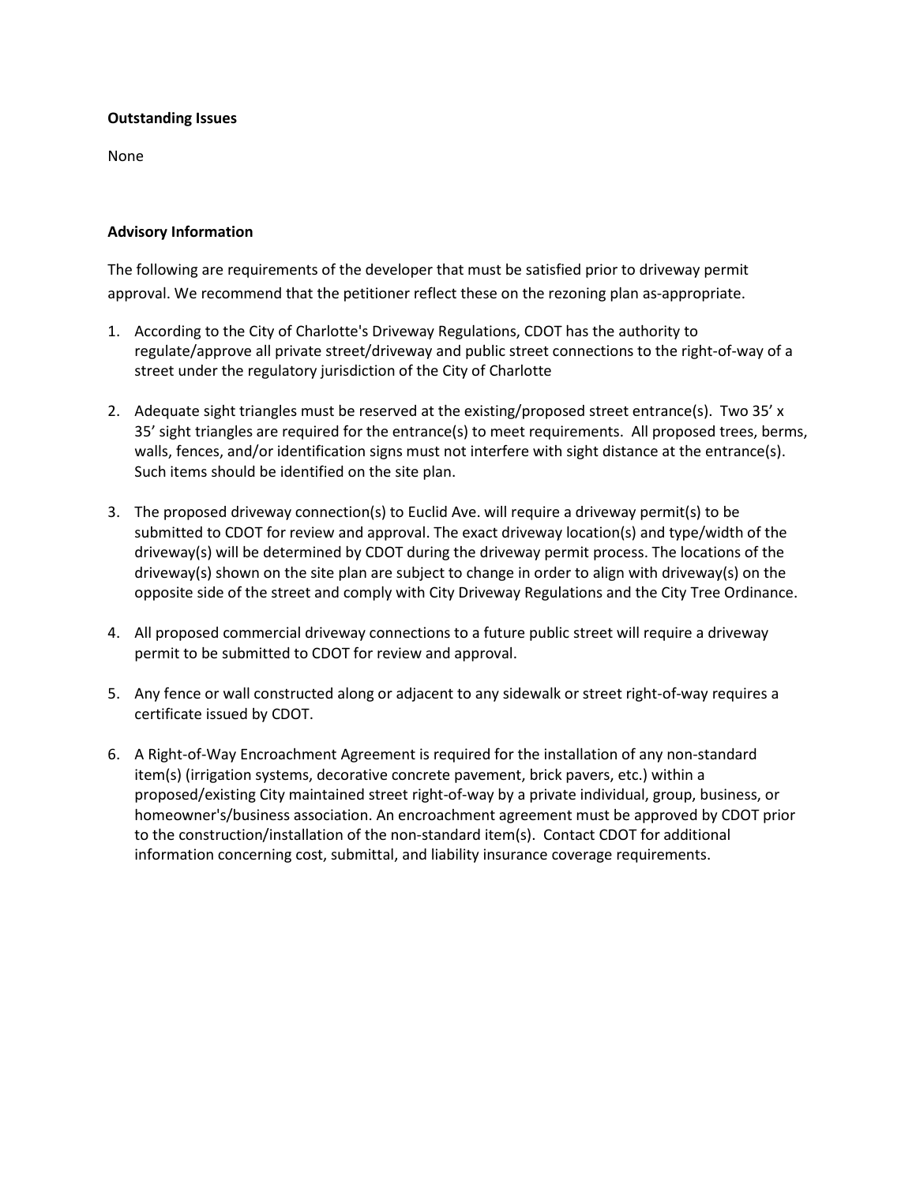**Outstanding Issues**

None

**Advisory Information**

The following are requirements of the developer that must be satisfied prior to driveway permit approval. We recommend that the petitioner reflect these on the rezoning plan as-appropriate.

1. According to the City of Charlotte's Driveway Regulations, CDOT has the authority to regulate/approve all private street/driveway and public street connections to the right-of-way of a street under the regulatory jurisdiction of the City of Charlotte

2. Adequate sight triangles must be reserved at the existing/proposed street entrance(s). Two 35' x 35' sight triangles are required for the entrance(s) to meet requirements. All proposed trees, berms, walls, fences, and/or identification signs must not interfere with sight distance at the entrance(s). Such items should be identified on the site plan.

3. The proposed driveway connection(s) to Euclid Ave. will require a driveway permit(s) to be submitted to CDOT for review and approval. The exact driveway location(s) and type/width of the driveway(s) will be determined by CDOT during the driveway permit process. The locations of the driveway(s) shown on the site plan are subject to change in order to align with driveway(s) on the opposite side of the street and comply with City Driveway Regulations and the City Tree Ordinance.

4. All proposed commercial driveway connections to a future public street will require a driveway permit to be submitted to CDOT for review and approval.

5. Any fence or wall constructed along or adjacent to any sidewalk or street right-of-way requires a certificate issued by CDOT.

6. A Right-of-Way Encroachment Agreement is required for the installation of any non-standard item(s) (irrigation systems, decorative concrete pavement, brick pavers, etc.) within a proposed/existing City maintained street right-of-way by a private individual, group, business, or homeowner's/business association. An encroachment agreement must be approved by CDOT prior to the construction/installation of the non-standard item(s). Contact CDOT for additional information concerning cost, submittal, and liability insurance coverage requirements.